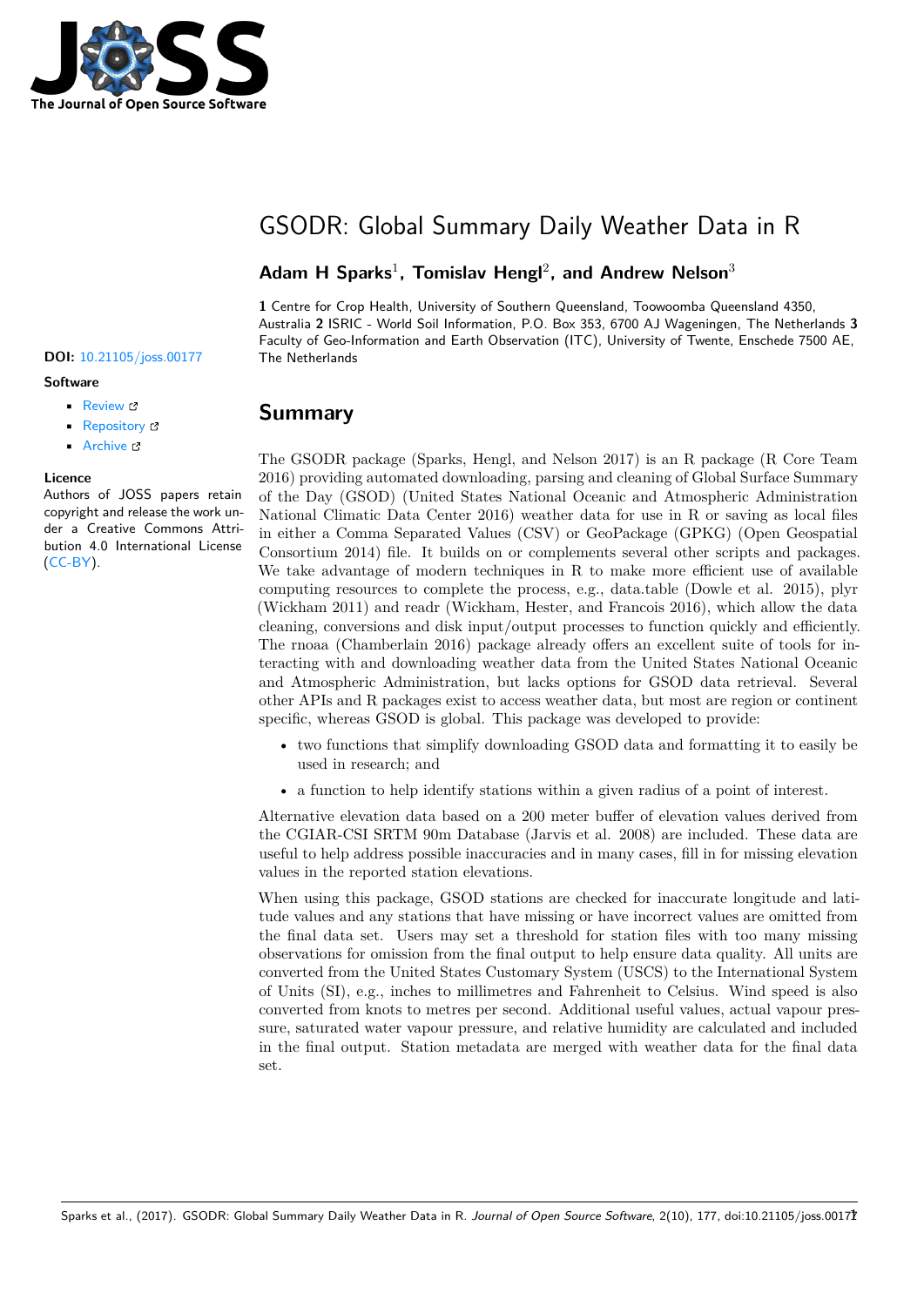# GSODR: Global Summary Daily Weather Data in R

**Adam H Sparks**[1], **Tomislav Hengl**[2], **and Andrew Nelson**[3]

**1** Centre for Crop Health, University of Southern Queensland, Toowoomba Queensland 4350, Australia **2** ISRIC - World Soil Information, P.O. Box 353, 6700 AJ Wageningen, The Netherlands **3** Faculty of Geo-Information and Earth Observation (ITC), University of Twente, Enschede 7500 AE, The Netherlands

**DOI:** 10.21105/joss.00177

**Software**

- Review
- Repository
- Archive

**Licence**
Authors of JOSS papers retain copyright and release the work under a Creative Commons Attribution 4.0 International License (CC-BY).

## Summary

The GSODR package (Sparks, Hengl, and Nelson 2017) is an R package (R Core Team 2016) providing automated downloading, parsing and cleaning of Global Surface Summary of the Day (GSOD) (United States National Oceanic and Atmospheric Administration National Climatic Data Center 2016) weather data for use in R or saving as local files in either a Comma Separated Values (CSV) or GeoPackage (GPKG) (Open Geospatial Consortium 2014) file. It builds on or complements several other scripts and packages. We take advantage of modern techniques in R to make more efficient use of available computing resources to complete the process, e.g., data.table (Dowle et al. 2015), plyr (Wickham 2011) and readr (Wickham, Hester, and Francois 2016), which allow the data cleaning, conversions and disk input/output processes to function quickly and efficiently. The rnoaa (Chamberlain 2016) package already offers an excellent suite of tools for interacting with and downloading weather data from the United States National Oceanic and Atmospheric Administration, but lacks options for GSOD data retrieval. Several other APIs and R packages exist to access weather data, but most are region or continent specific, whereas GSOD is global. This package was developed to provide:

- two functions that simplify downloading GSOD data and formatting it to easily be used in research; and
- a function to help identify stations within a given radius of a point of interest.

Alternative elevation data based on a 200 meter buffer of elevation values derived from the CGIAR-CSI SRTM 90m Database (Jarvis et al. 2008) are included. These data are useful to help address possible inaccuracies and in many cases, fill in for missing elevation values in the reported station elevations.

When using this package, GSOD stations are checked for inaccurate longitude and latitude values and any stations that have missing or have incorrect values are omitted from the final data set. Users may set a threshold for station files with too many missing observations for omission from the final output to help ensure data quality. All units are converted from the United States Customary System (USCS) to the International System of Units (SI), e.g., inches to millimetres and Fahrenheit to Celsius. Wind speed is also converted from knots to metres per second. Additional useful values, actual vapour pressure, saturated water vapour pressure, and relative humidity are calculated and included in the final output. Station metadata are merged with weather data for the final data set.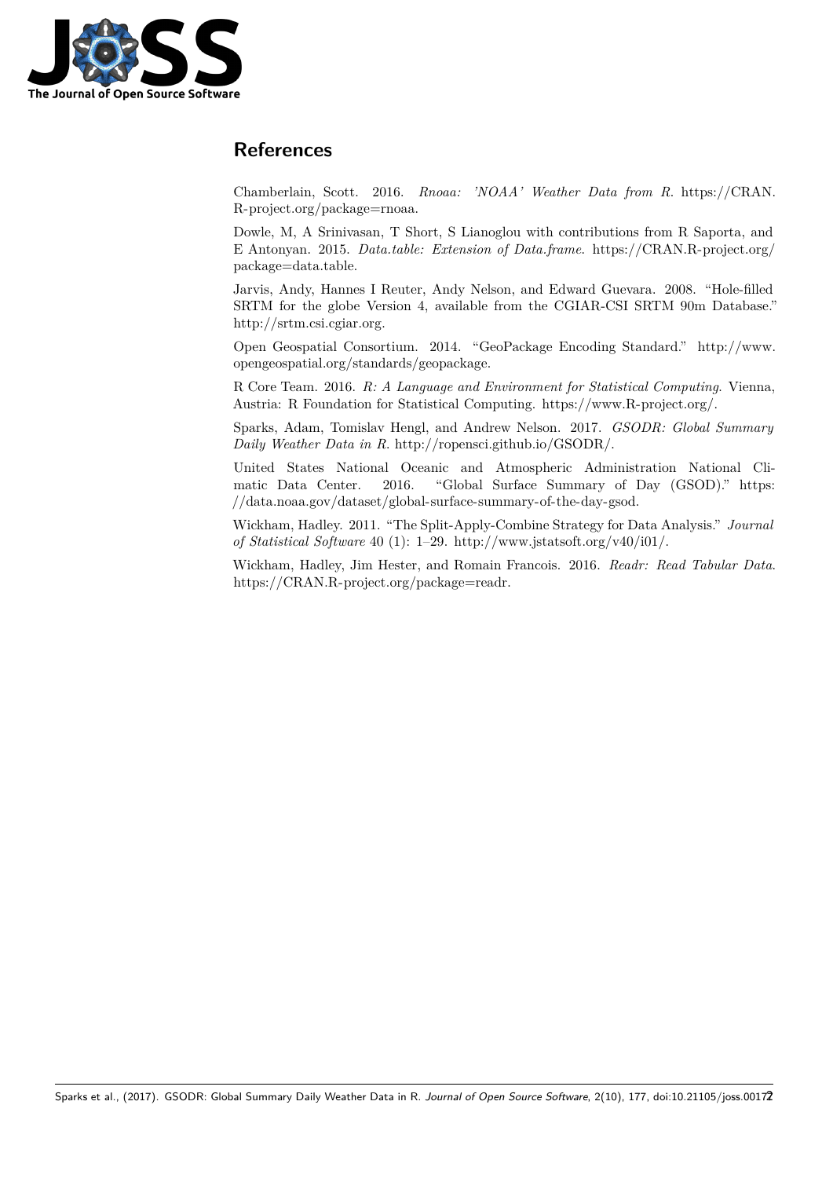## References

Chamberlain, Scott. 2016. *Rnoaa: 'NOAA' Weather Data from R*. https://CRAN.R-project.org/package=rnoaa.

Dowle, M, A Srinivasan, T Short, S Lianoglou with contributions from R Saporta, and E Antonyan. 2015. *Data.table: Extension of Data.frame*. https://CRAN.R-project.org/package=data.table.

Jarvis, Andy, Hannes I Reuter, Andy Nelson, and Edward Guevara. 2008. "Hole-filled SRTM for the globe Version 4, available from the CGIAR-CSI SRTM 90m Database." http://srtm.csi.cgiar.org.

Open Geospatial Consortium. 2014. "GeoPackage Encoding Standard." http://www.opengeospatial.org/standards/geopackage.

R Core Team. 2016. *R: A Language and Environment for Statistical Computing*. Vienna, Austria: R Foundation for Statistical Computing. https://www.R-project.org/.

Sparks, Adam, Tomislav Hengl, and Andrew Nelson. 2017. *GSODR: Global Summary Daily Weather Data in R*. http://ropensci.github.io/GSODR/.

United States National Oceanic and Atmospheric Administration National Climatic Data Center. 2016. "Global Surface Summary of Day (GSOD)." https://data.noaa.gov/dataset/global-surface-summary-of-the-day-gsod.

Wickham, Hadley. 2011. "The Split-Apply-Combine Strategy for Data Analysis." *Journal of Statistical Software* 40 (1): 1–29. http://www.jstatsoft.org/v40/i01/.

Wickham, Hadley, Jim Hester, and Romain Francois. 2016. *Readr: Read Tabular Data*. https://CRAN.R-project.org/package=readr.